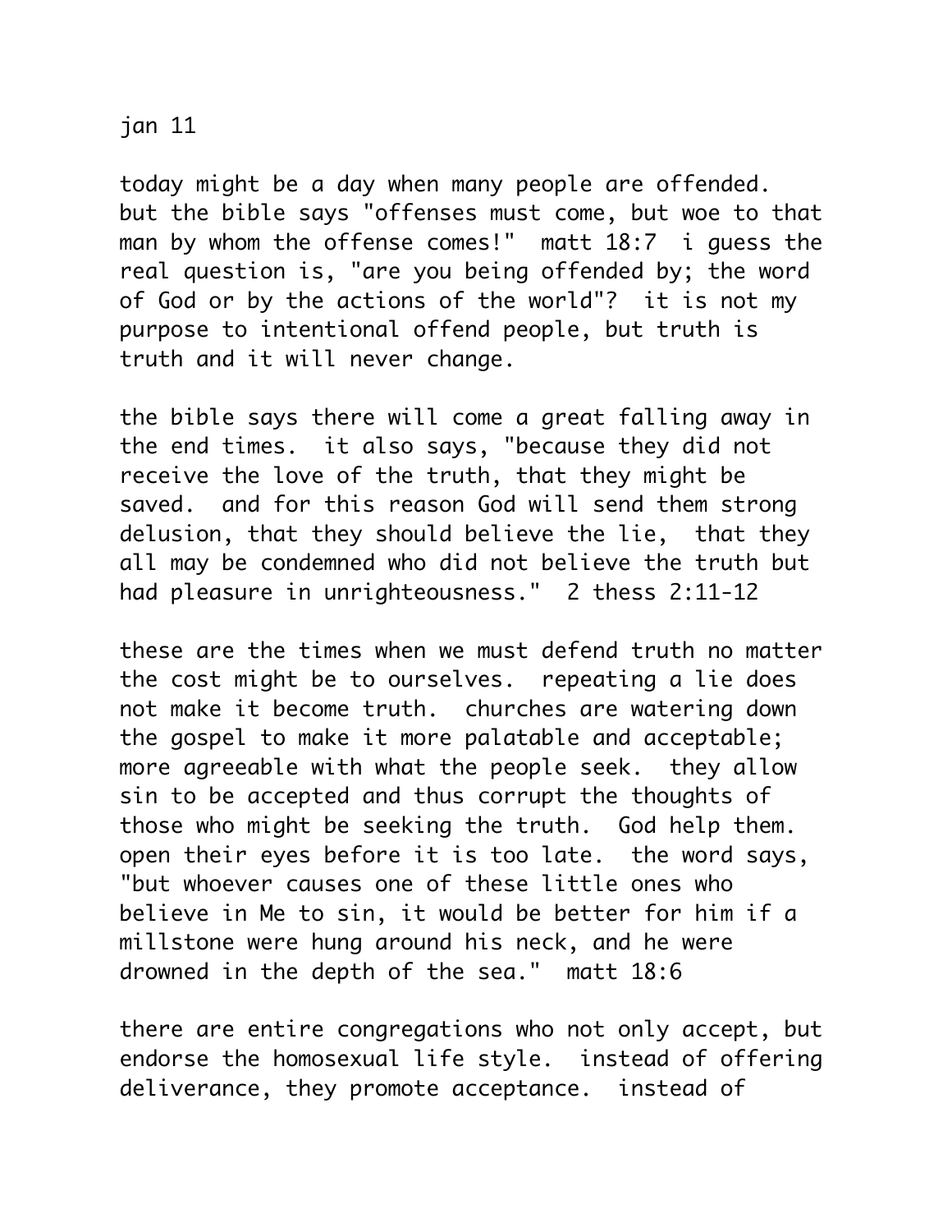jan 11

today might be a day when many people are offended. but the bible says "offenses must come, but woe to that man by whom the offense comes!" matt 18:7 i guess the real question is, "are you being offended by; the word of God or by the actions of the world"? it is not my purpose to intentional offend people, but truth is truth and it will never change.

the bible says there will come a great falling away in the end times. it also says, "because they did not receive the love of the truth, that they might be saved. and for this reason God will send them strong delusion, that they should believe the lie, that they all may be condemned who did not believe the truth but had pleasure in unrighteousness." 2 thess 2:11-12

these are the times when we must defend truth no matter the cost might be to ourselves. repeating a lie does not make it become truth. churches are watering down the gospel to make it more palatable and acceptable; more agreeable with what the people seek. they allow sin to be accepted and thus corrupt the thoughts of those who might be seeking the truth. God help them. open their eyes before it is too late. the word says, "but whoever causes one of these little ones who believe in Me to sin, it would be better for him if a millstone were hung around his neck, and he were drowned in the depth of the sea." matt 18:6

there are entire congregations who not only accept, but endorse the homosexual life style. instead of offering deliverance, they promote acceptance. instead of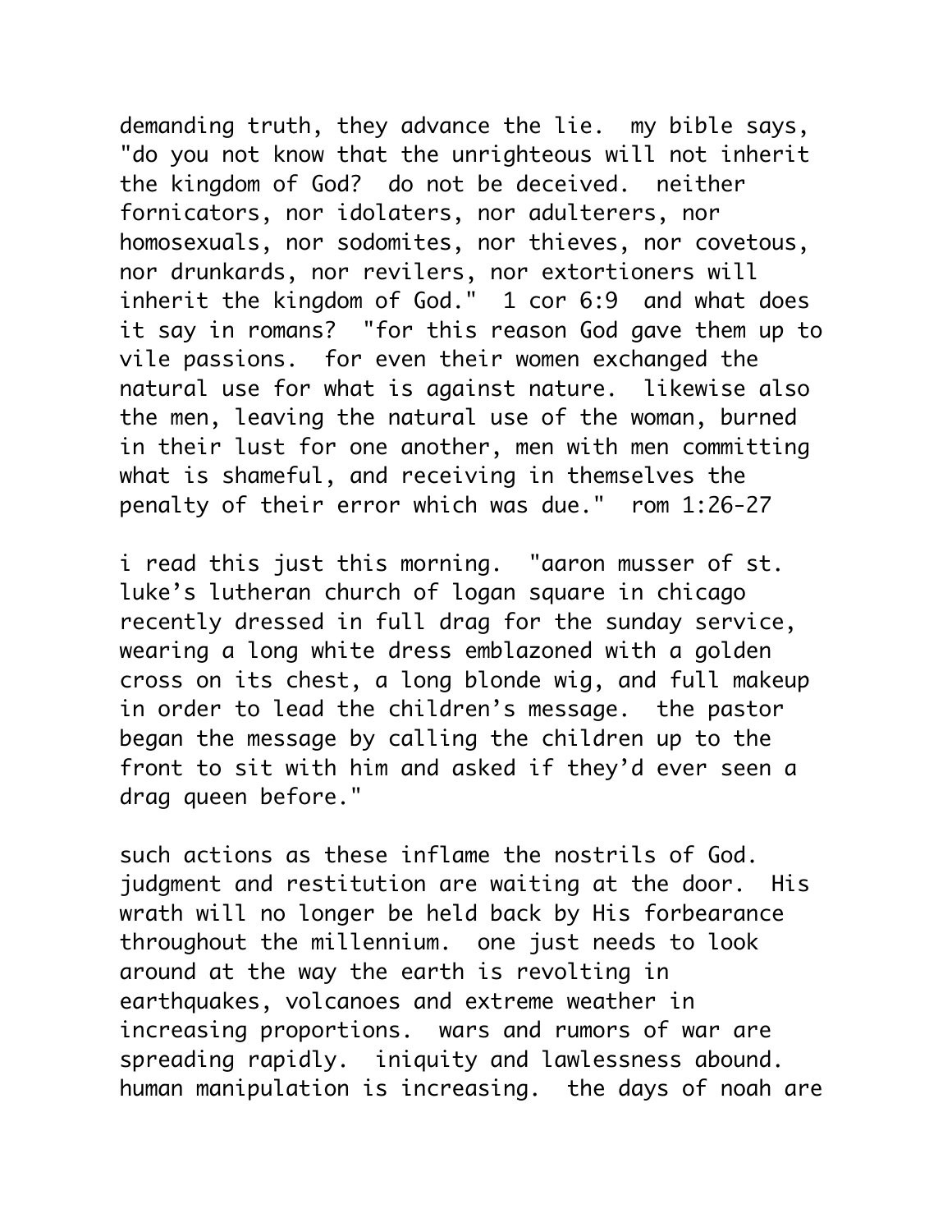demanding truth, they advance the lie.  my bible says, "do you not know that the unrighteous will not inherit the kingdom of God?  do not be deceived.  neither fornicators, nor idolaters, nor adulterers, nor homosexuals, nor sodomites, nor thieves, nor covetous, nor drunkards, nor revilers, nor extortioners will inherit the kingdom of God."  1 cor 6:9  and what does it say in romans?  "for this reason God gave them up to vile passions.  for even their women exchanged the natural use for what is against nature.  likewise also the men, leaving the natural use of the woman, burned in their lust for one another, men with men committing what is shameful, and receiving in themselves the penalty of their error which was due."  rom 1:26-27

i read this just this morning.  "aaron musser of st. luke's lutheran church of logan square in chicago recently dressed in full drag for the sunday service, wearing a long white dress emblazoned with a golden cross on its chest, a long blonde wig, and full makeup in order to lead the children's message.  the pastor began the message by calling the children up to the front to sit with him and asked if they'd ever seen a drag queen before."

such actions as these inflame the nostrils of God.  judgment and restitution are waiting at the door.  His wrath will no longer be held back by His forbearance throughout the millennium.  one just needs to look around at the way the earth is revolting in earthquakes, volcanoes and extreme weather in increasing proportions.  wars and rumors of war are spreading rapidly.  iniquity and lawlessness abound. human manipulation is increasing.  the days of noah are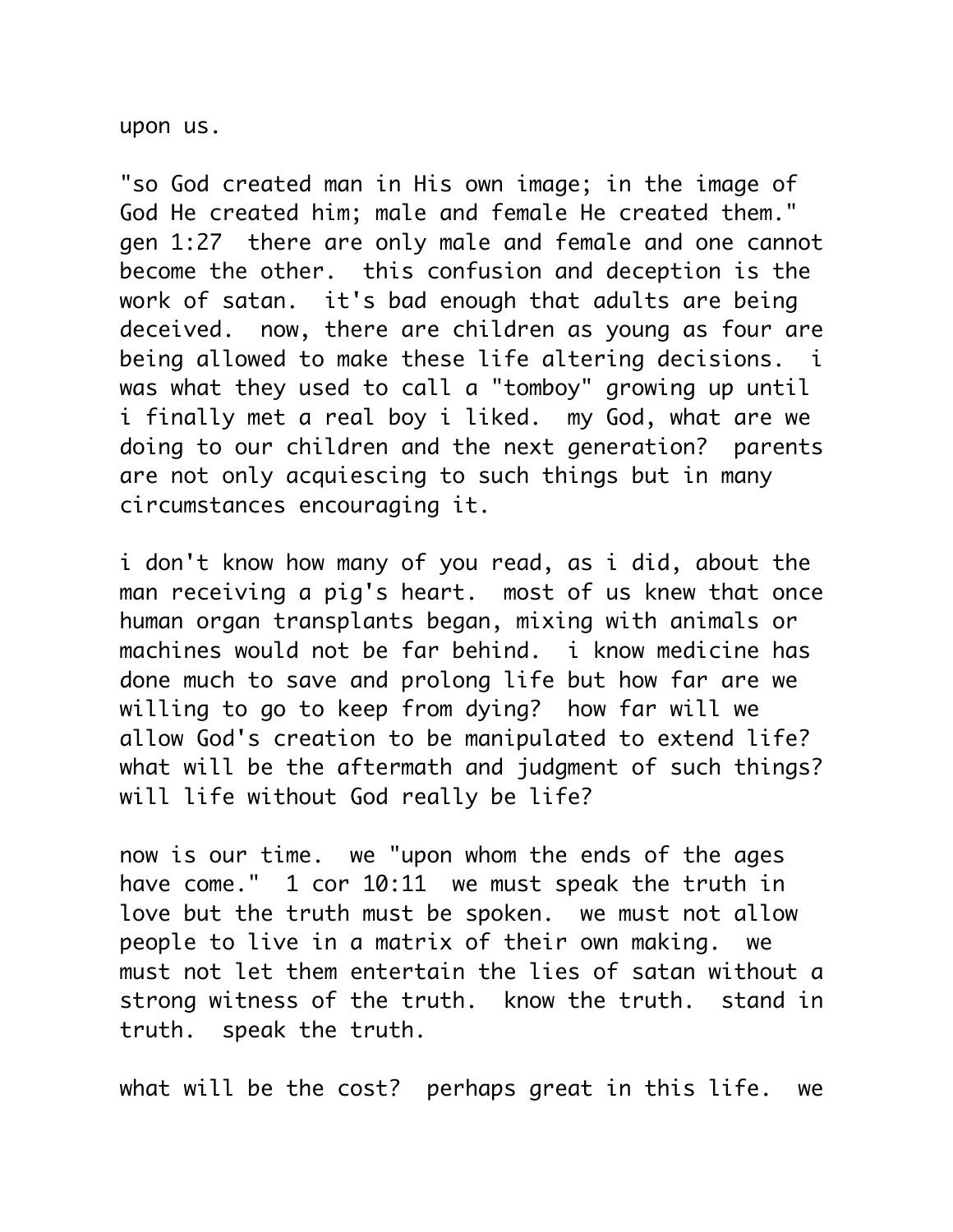upon us.

"so God created man in His own image; in the image of God He created him; male and female He created them." gen 1:27 there are only male and female and one cannot become the other. this confusion and deception is the work of satan. it's bad enough that adults are being deceived. now, there are children as young as four are being allowed to make these life altering decisions. i was what they used to call a "tomboy" growing up until i finally met a real boy i liked. my God, what are we doing to our children and the next generation? parents are not only acquiescing to such things but in many circumstances encouraging it.

i don't know how many of you read, as i did, about the man receiving a pig's heart. most of us knew that once human organ transplants began, mixing with animals or machines would not be far behind. i know medicine has done much to save and prolong life but how far are we willing to go to keep from dying? how far will we allow God's creation to be manipulated to extend life? what will be the aftermath and judgment of such things? will life without God really be life?

now is our time. we "upon whom the ends of the ages have come." 1 cor 10:11 we must speak the truth in love but the truth must be spoken. we must not allow people to live in a matrix of their own making. we must not let them entertain the lies of satan without a strong witness of the truth. know the truth. stand in truth. speak the truth.

what will be the cost? perhaps great in this life. we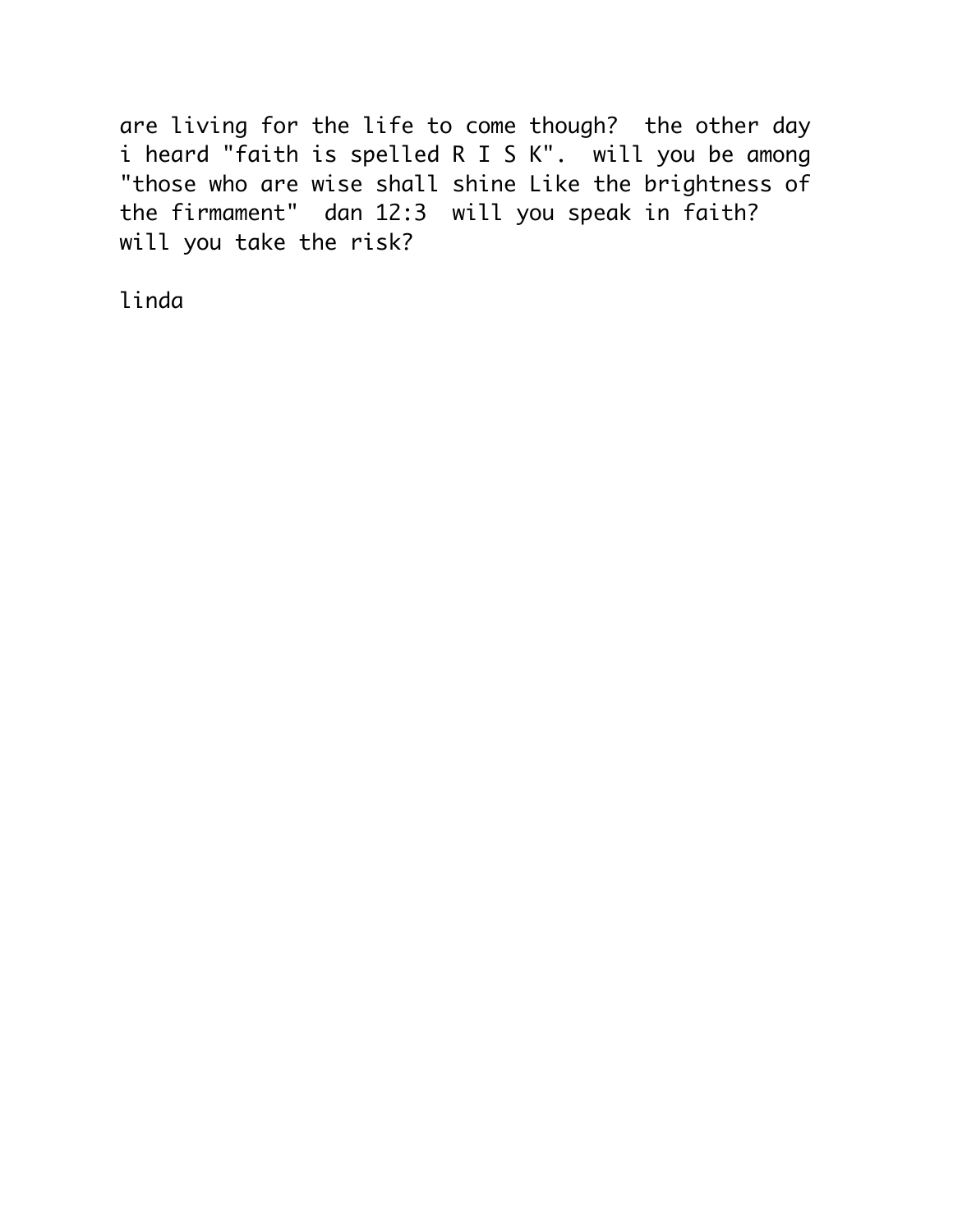are living for the life to come though?  the other day i heard "faith is spelled R I S K".  will you be among "those who are wise shall shine Like the brightness of the firmament"  dan 12:3  will you speak in faith? will you take the risk?

linda